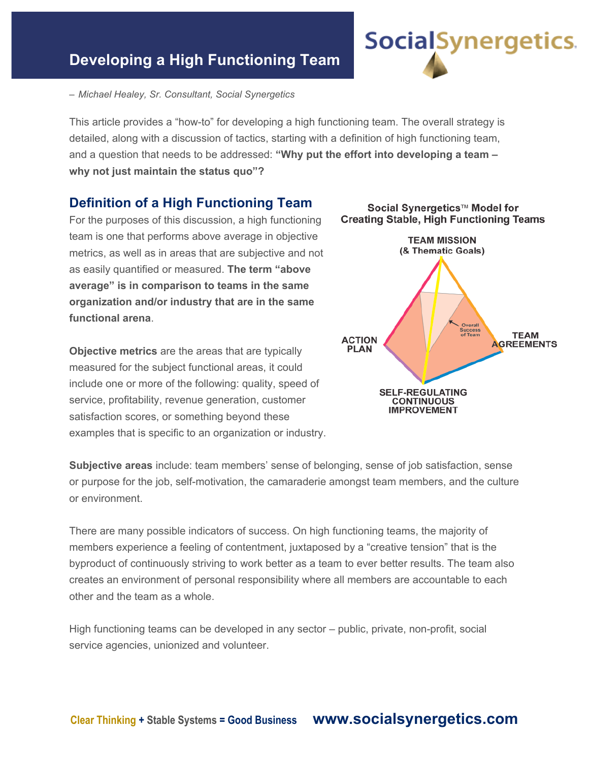# Developing a High Functioning Team

*– Michael Healey, Sr. Consultant, Social Synergetics*

This article provides a "how-to" for developing a high functioning team. The overall strategy is detailed, along with a discussion of tactics, starting with a definition of high functioning team, and a question that needs to be addressed: **"Why put the effort into developing a team – why not just maintain the status quo"?**

## Definition of a High Functioning Team

For the purposes of this discussion, a high functioning team is one that performs above average in objective metrics, as well as in areas that are subjective and not as easily quantified or measured. **The term "above average" is in comparison to teams in the same organization and/or industry that are in the same functional arena**.

**Objective metrics** are the areas that are typically measured for the subject functional areas, it could include one or more of the following: quality, speed of service, profitability, revenue generation, customer satisfaction scores, or something beyond these examples that is specific to an organization or industry.

**Social Synergetics™ Model for Creating Stable, High Functioning Teams**

TEAM MISSION (& Thematic Goals)

ACTION PLAN

TEAM AGREEMENTS

SELF-REGULATING CONTINUOUS IMPROVEMENT

Overall Success of Team

**Subjective areas** include: team members' sense of belonging, sense of job satisfaction, sense or purpose for the job, self-motivation, the camaraderie amongst team members, and the culture or environment.

There are many possible indicators of success. On high functioning teams, the majority of members experience a feeling of contentment, juxtaposed by a "creative tension" that is the byproduct of continuously striving to work better as a team to ever better results. The team also creates an environment of personal responsibility where all members are accountable to each other and the team as a whole.

High functioning teams can be developed in any sector – public, private, non-profit, social service agencies, unionized and volunteer.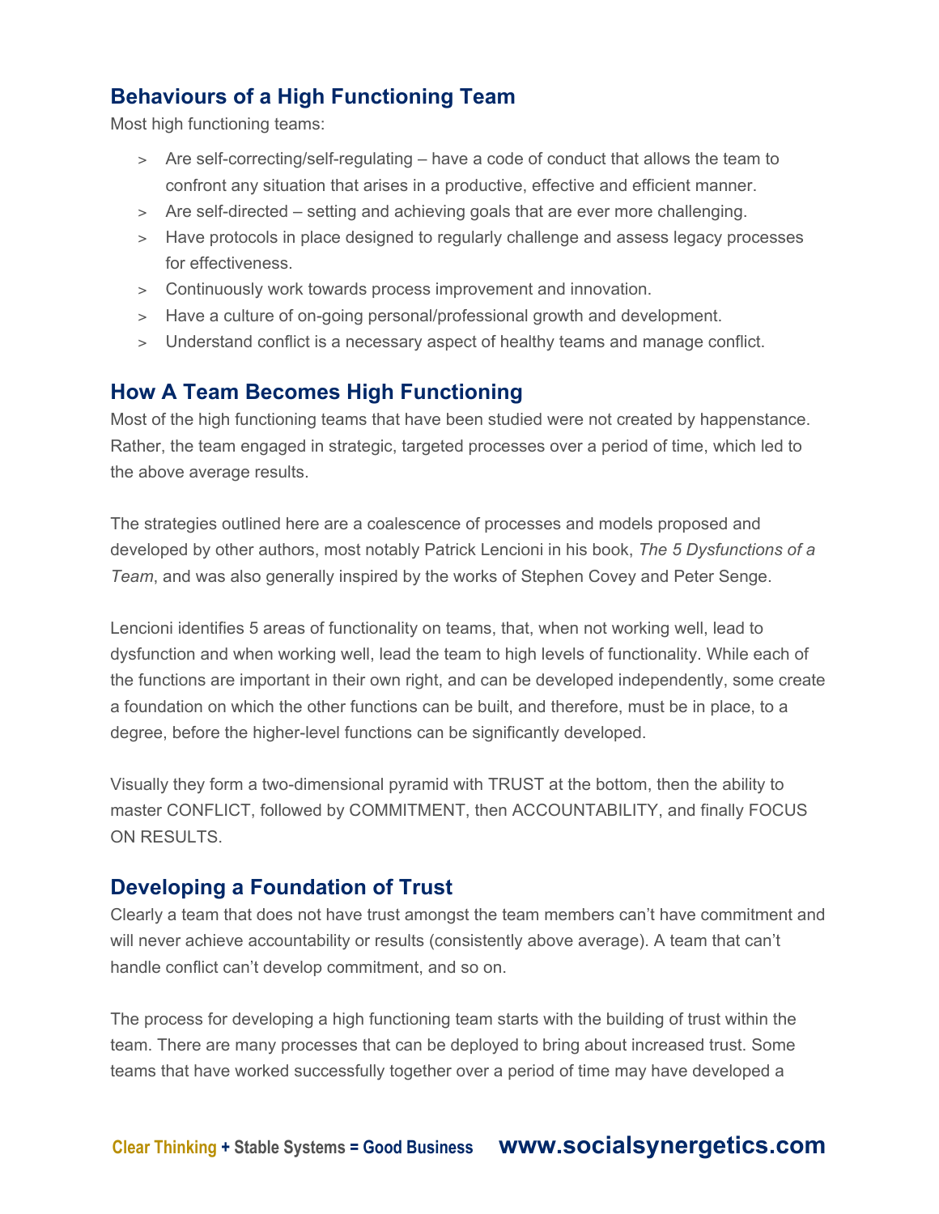## Behaviours of a High Functioning Team

Most high functioning teams:

- Are self-correcting/self-regulating – have a code of conduct that allows the team to confront any situation that arises in a productive, effective and efficient manner.
- Are self-directed – setting and achieving goals that are ever more challenging.
- Have protocols in place designed to regularly challenge and assess legacy processes for effectiveness.
- Continuously work towards process improvement and innovation.
- Have a culture of on-going personal/professional growth and development.
- Understand conflict is a necessary aspect of healthy teams and manage conflict.

## How A Team Becomes High Functioning

Most of the high functioning teams that have been studied were not created by happenstance. Rather, the team engaged in strategic, targeted processes over a period of time, which led to the above average results.

The strategies outlined here are a coalescence of processes and models proposed and developed by other authors, most notably Patrick Lencioni in his book, *The 5 Dysfunctions of a Team*, and was also generally inspired by the works of Stephen Covey and Peter Senge.

Lencioni identifies 5 areas of functionality on teams, that, when not working well, lead to dysfunction and when working well, lead the team to high levels of functionality. While each of the functions are important in their own right, and can be developed independently, some create a foundation on which the other functions can be built, and therefore, must be in place, to a degree, before the higher-level functions can be significantly developed.

Visually they form a two-dimensional pyramid with TRUST at the bottom, then the ability to master CONFLICT, followed by COMMITMENT, then ACCOUNTABILITY, and finally FOCUS ON RESULTS.

## Developing a Foundation of Trust

Clearly a team that does not have trust amongst the team members can't have commitment and will never achieve accountability or results (consistently above average). A team that can't handle conflict can't develop commitment, and so on.

The process for developing a high functioning team starts with the building of trust within the team. There are many processes that can be deployed to bring about increased trust. Some teams that have worked successfully together over a period of time may have developed a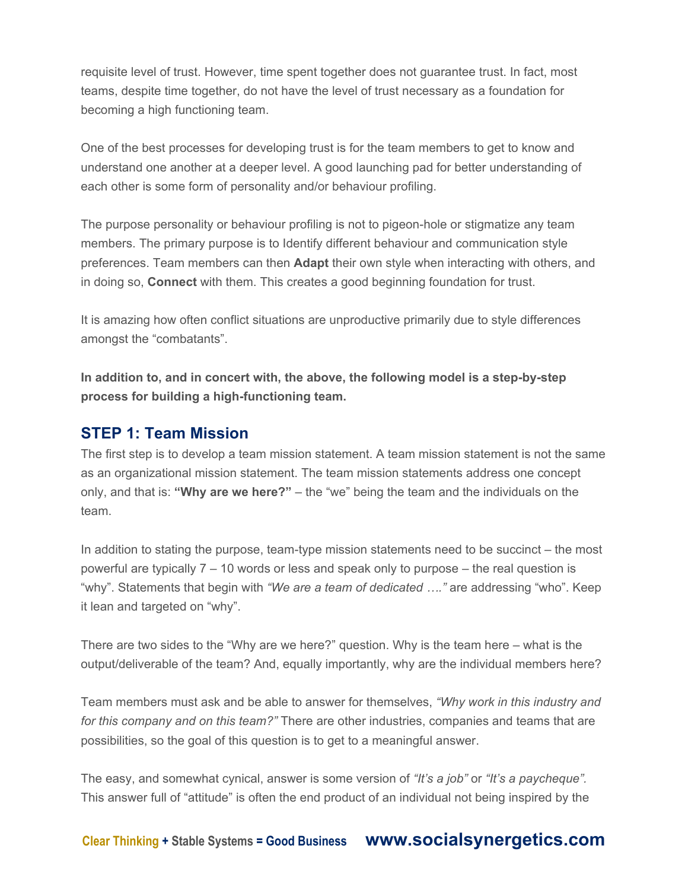requisite level of trust. However, time spent together does not guarantee trust. In fact, most teams, despite time together, do not have the level of trust necessary as a foundation for becoming a high functioning team.

One of the best processes for developing trust is for the team members to get to know and understand one another at a deeper level. A good launching pad for better understanding of each other is some form of personality and/or behaviour profiling.

The purpose personality or behaviour profiling is not to pigeon-hole or stigmatize any team members. The primary purpose is to Identify different behaviour and communication style preferences. Team members can then **Adapt** their own style when interacting with others, and in doing so, **Connect** with them. This creates a good beginning foundation for trust.

It is amazing how often conflict situations are unproductive primarily due to style differences amongst the "combatants".

**In addition to, and in concert with, the above, the following model is a step-by-step process for building a high-functioning team.**

## STEP 1: Team Mission

The first step is to develop a team mission statement. A team mission statement is not the same as an organizational mission statement. The team mission statements address one concept only, and that is: **"Why are we here?"** – the "we" being the team and the individuals on the team.

In addition to stating the purpose, team-type mission statements need to be succinct – the most powerful are typically 7 – 10 words or less and speak only to purpose – the real question is "why". Statements that begin with *"We are a team of dedicated …."* are addressing "who". Keep it lean and targeted on "why".

There are two sides to the "Why are we here?" question. Why is the team here – what is the output/deliverable of the team? And, equally importantly, why are the individual members here?

Team members must ask and be able to answer for themselves, *"Why work in this industry and for this company and on this team?"* There are other industries, companies and teams that are possibilities, so the goal of this question is to get to a meaningful answer.

The easy, and somewhat cynical, answer is some version of *"It's a job"* or *"It's a paycheque".* This answer full of "attitude" is often the end product of an individual not being inspired by the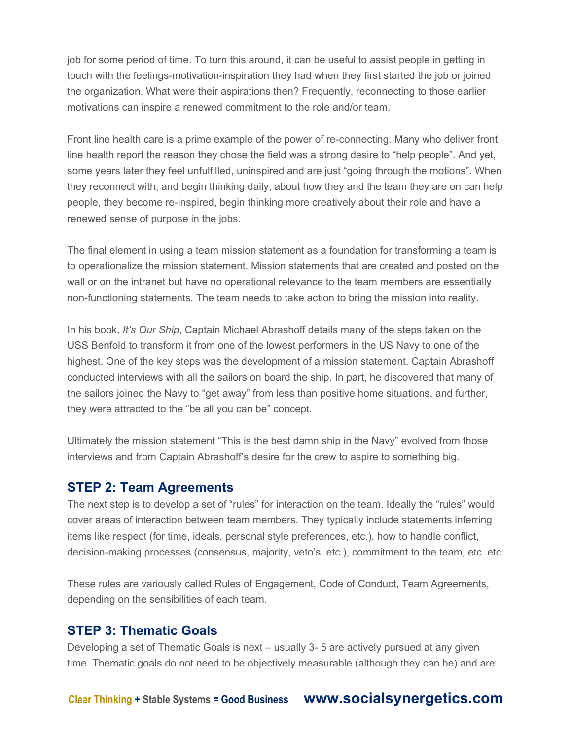job for some period of time. To turn this around, it can be useful to assist people in getting in touch with the feelings-motivation-inspiration they had when they first started the job or joined the organization. What were their aspirations then? Frequently, reconnecting to those earlier motivations can inspire a renewed commitment to the role and/or team.

Front line health care is a prime example of the power of re-connecting. Many who deliver front line health report the reason they chose the field was a strong desire to "help people". And yet, some years later they feel unfulfilled, uninspired and are just "going through the motions". When they reconnect with, and begin thinking daily, about how they and the team they are on can help people, they become re-inspired, begin thinking more creatively about their role and have a renewed sense of purpose in the jobs.

The final element in using a team mission statement as a foundation for transforming a team is to operationalize the mission statement. Mission statements that are created and posted on the wall or on the intranet but have no operational relevance to the team members are essentially non-functioning statements. The team needs to take action to bring the mission into reality.

In his book, *It's Our Ship*, Captain Michael Abrashoff details many of the steps taken on the USS Benfold to transform it from one of the lowest performers in the US Navy to one of the highest. One of the key steps was the development of a mission statement. Captain Abrashoff conducted interviews with all the sailors on board the ship. In part, he discovered that many of the sailors joined the Navy to "get away" from less than positive home situations, and further, they were attracted to the "be all you can be" concept.

Ultimately the mission statement "This is the best damn ship in the Navy" evolved from those interviews and from Captain Abrashoff's desire for the crew to aspire to something big.

## STEP 2: Team Agreements

The next step is to develop a set of "rules" for interaction on the team. Ideally the "rules" would cover areas of interaction between team members. They typically include statements inferring items like respect (for time, ideals, personal style preferences, etc.), how to handle conflict, decision-making processes (consensus, majority, veto's, etc.), commitment to the team, etc. etc.

These rules are variously called Rules of Engagement, Code of Conduct, Team Agreements, depending on the sensibilities of each team.

## STEP 3: Thematic Goals

Developing a set of Thematic Goals is next – usually 3- 5 are actively pursued at any given time. Thematic goals do not need to be objectively measurable (although they can be) and are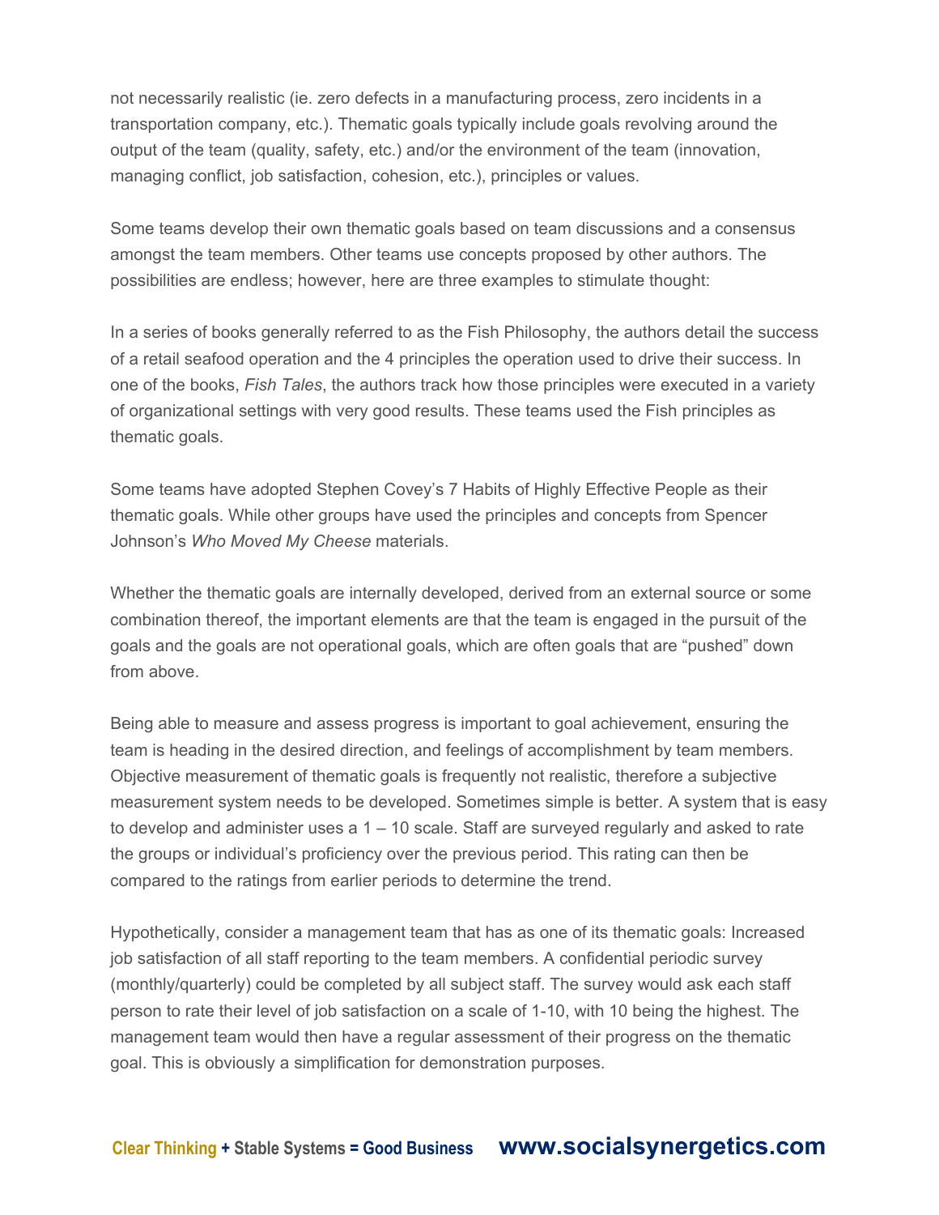not necessarily realistic (ie. zero defects in a manufacturing process, zero incidents in a transportation company, etc.). Thematic goals typically include goals revolving around the output of the team (quality, safety, etc.) and/or the environment of the team (innovation, managing conflict, job satisfaction, cohesion, etc.), principles or values.

Some teams develop their own thematic goals based on team discussions and a consensus amongst the team members. Other teams use concepts proposed by other authors. The possibilities are endless; however, here are three examples to stimulate thought:

In a series of books generally referred to as the Fish Philosophy, the authors detail the success of a retail seafood operation and the 4 principles the operation used to drive their success. In one of the books, *Fish Tales*, the authors track how those principles were executed in a variety of organizational settings with very good results. These teams used the Fish principles as thematic goals.

Some teams have adopted Stephen Covey's 7 Habits of Highly Effective People as their thematic goals. While other groups have used the principles and concepts from Spencer Johnson's *Who Moved My Cheese* materials.

Whether the thematic goals are internally developed, derived from an external source or some combination thereof, the important elements are that the team is engaged in the pursuit of the goals and the goals are not operational goals, which are often goals that are "pushed" down from above.

Being able to measure and assess progress is important to goal achievement, ensuring the team is heading in the desired direction, and feelings of accomplishment by team members. Objective measurement of thematic goals is frequently not realistic, therefore a subjective measurement system needs to be developed. Sometimes simple is better. A system that is easy to develop and administer uses a 1 – 10 scale. Staff are surveyed regularly and asked to rate the groups or individual's proficiency over the previous period. This rating can then be compared to the ratings from earlier periods to determine the trend.

Hypothetically, consider a management team that has as one of its thematic goals: Increased job satisfaction of all staff reporting to the team members. A confidential periodic survey (monthly/quarterly) could be completed by all subject staff. The survey would ask each staff person to rate their level of job satisfaction on a scale of 1-10, with 10 being the highest. The management team would then have a regular assessment of their progress on the thematic goal. This is obviously a simplification for demonstration purposes.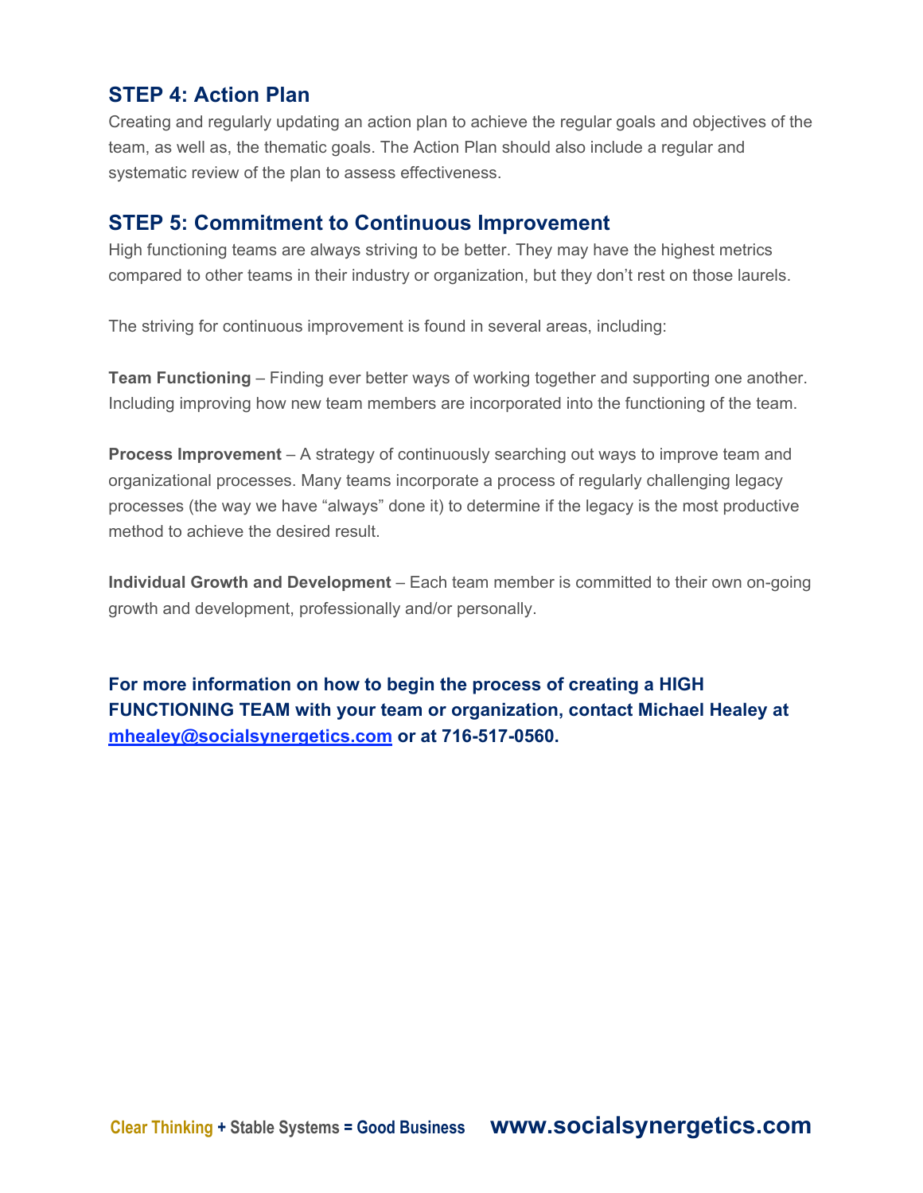## STEP 4: Action Plan

Creating and regularly updating an action plan to achieve the regular goals and objectives of the team, as well as, the thematic goals. The Action Plan should also include a regular and systematic review of the plan to assess effectiveness.

## STEP 5: Commitment to Continuous Improvement

High functioning teams are always striving to be better. They may have the highest metrics compared to other teams in their industry or organization, but they don't rest on those laurels.

The striving for continuous improvement is found in several areas, including:

**Team Functioning** – Finding ever better ways of working together and supporting one another. Including improving how new team members are incorporated into the functioning of the team.

**Process Improvement** – A strategy of continuously searching out ways to improve team and organizational processes. Many teams incorporate a process of regularly challenging legacy processes (the way we have "always" done it) to determine if the legacy is the most productive method to achieve the desired result.

**Individual Growth and Development** – Each team member is committed to their own on-going growth and development, professionally and/or personally.

**For more information on how to begin the process of creating a HIGH FUNCTIONING TEAM with your team or organization, contact Michael Healey at [mhealey@socialsynergetics.com](mailto:mhealey@socialsynergetics.com) or at 716-517-0560.**

**Clear Thinking + Stable Systems = Good Business** **www.socialsynergetics.com**